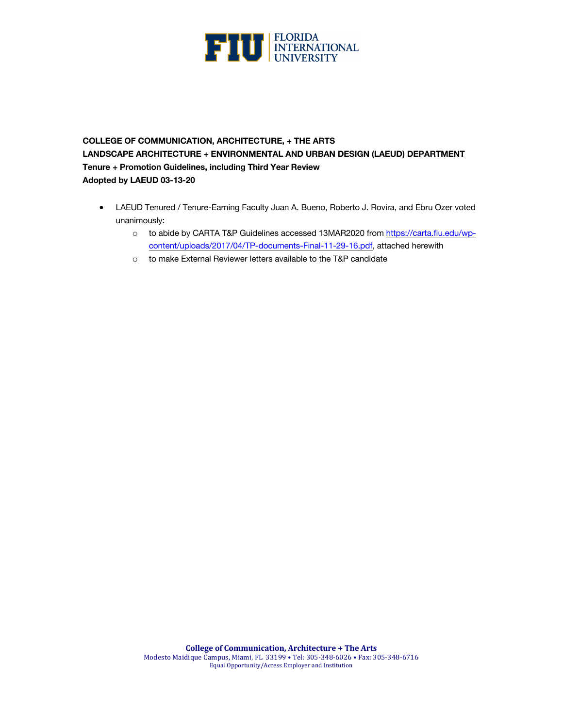FLORIDA INTERNATIONAL UNIVERSITY

**COLLEGE OF COMMUNICATION, ARCHITECTURE, + THE ARTS**
**LANDSCAPE ARCHITECTURE + ENVIRONMENTAL AND URBAN DESIGN (LAEUD) DEPARTMENT**
**Tenure + Promotion Guidelines, including Third Year Review**
**Adopted by LAEUD 03-13-20**

- LAEUD Tenured / Tenure-Earning Faculty Juan A. Bueno, Roberto J. Rovira, and Ebru Ozer voted unanimously:
  - to abide by CARTA T&P Guidelines accessed 13MAR2020 from https://carta.fiu.edu/wp-content/uploads/2017/04/TP-documents-Final-11-29-16.pdf, attached herewith
  - to make External Reviewer letters available to the T&P candidate

**College of Communication, Architecture + The Arts**
Modesto Maidique Campus, Miami, FL 33199 • Tel: 305-348-6026 • Fax: 305-348-6716
Equal Opportunity/Access Employer and Institution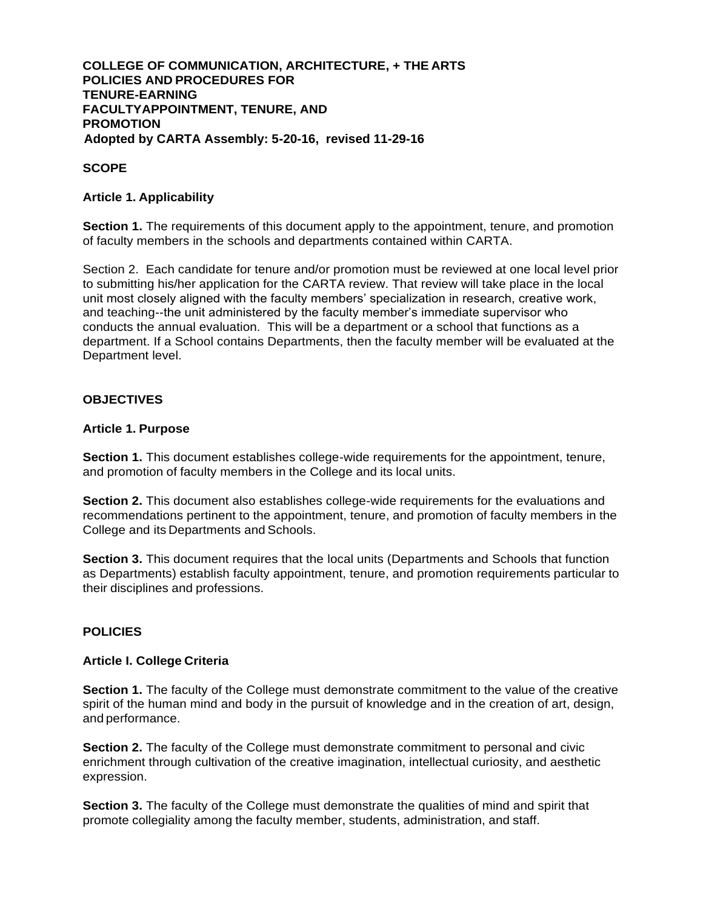**COLLEGE OF COMMUNICATION, ARCHITECTURE, + THE ARTS**
**POLICIES AND PROCEDURES FOR**
**TENURE-EARNING**
**FACULTYAPPOINTMENT, TENURE, AND**
**PROMOTION**
**Adopted by CARTA Assembly: 5-20-16, revised 11-29-16**

## SCOPE

### Article 1. Applicability

**Section 1.** The requirements of this document apply to the appointment, tenure, and promotion of faculty members in the schools and departments contained within CARTA.

Section 2. Each candidate for tenure and/or promotion must be reviewed at one local level prior to submitting his/her application for the CARTA review. That review will take place in the local unit most closely aligned with the faculty members' specialization in research, creative work, and teaching--the unit administered by the faculty member's immediate supervisor who conducts the annual evaluation. This will be a department or a school that functions as a department. If a School contains Departments, then the faculty member will be evaluated at the Department level.

## OBJECTIVES

### Article 1. Purpose

**Section 1.** This document establishes college-wide requirements for the appointment, tenure, and promotion of faculty members in the College and its local units.

**Section 2.** This document also establishes college-wide requirements for the evaluations and recommendations pertinent to the appointment, tenure, and promotion of faculty members in the College and its Departments and Schools.

**Section 3.** This document requires that the local units (Departments and Schools that function as Departments) establish faculty appointment, tenure, and promotion requirements particular to their disciplines and professions.

## POLICIES

### Article I. College Criteria

**Section 1.** The faculty of the College must demonstrate commitment to the value of the creative spirit of the human mind and body in the pursuit of knowledge and in the creation of art, design, and performance.

**Section 2.** The faculty of the College must demonstrate commitment to personal and civic enrichment through cultivation of the creative imagination, intellectual curiosity, and aesthetic expression.

**Section 3.** The faculty of the College must demonstrate the qualities of mind and spirit that promote collegiality among the faculty member, students, administration, and staff.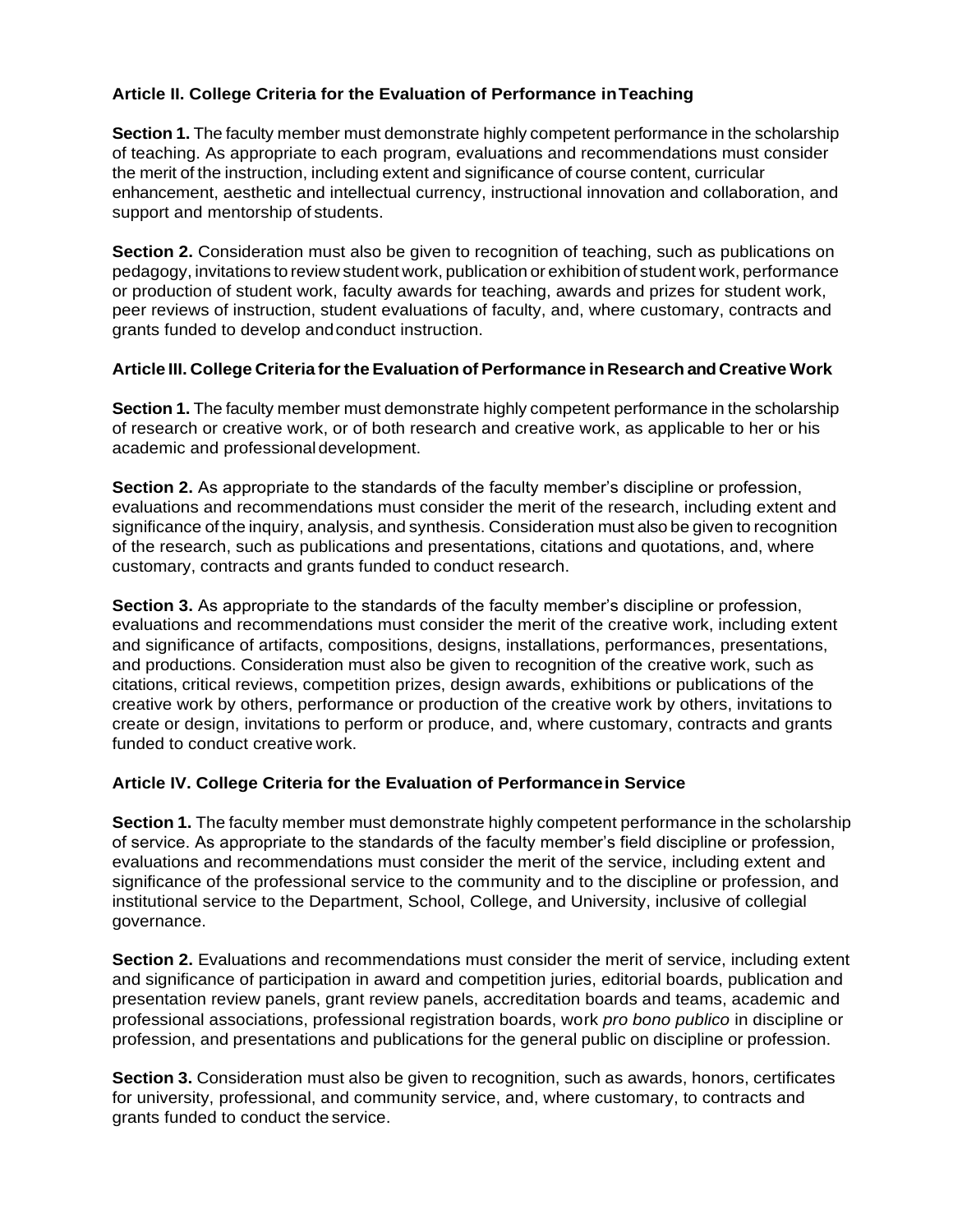### Article II. College Criteria for the Evaluation of Performance in Teaching

**Section 1.** The faculty member must demonstrate highly competent performance in the scholarship of teaching. As appropriate to each program, evaluations and recommendations must consider the merit of the instruction, including extent and significance of course content, curricular enhancement, aesthetic and intellectual currency, instructional innovation and collaboration, and support and mentorship of students.

**Section 2.** Consideration must also be given to recognition of teaching, such as publications on pedagogy, invitations to review student work, publication or exhibition of student work, performance or production of student work, faculty awards for teaching, awards and prizes for student work, peer reviews of instruction, student evaluations of faculty, and, where customary, contracts and grants funded to develop and conduct instruction.

### Article III. College Criteria for the Evaluation of Performance in Research and Creative Work

**Section 1.** The faculty member must demonstrate highly competent performance in the scholarship of research or creative work, or of both research and creative work, as applicable to her or his academic and professional development.

**Section 2.** As appropriate to the standards of the faculty member's discipline or profession, evaluations and recommendations must consider the merit of the research, including extent and significance of the inquiry, analysis, and synthesis. Consideration must also be given to recognition of the research, such as publications and presentations, citations and quotations, and, where customary, contracts and grants funded to conduct research.

**Section 3.** As appropriate to the standards of the faculty member's discipline or profession, evaluations and recommendations must consider the merit of the creative work, including extent and significance of artifacts, compositions, designs, installations, performances, presentations, and productions. Consideration must also be given to recognition of the creative work, such as citations, critical reviews, competition prizes, design awards, exhibitions or publications of the creative work by others, performance or production of the creative work by others, invitations to create or design, invitations to perform or produce, and, where customary, contracts and grants funded to conduct creative work.

### Article IV. College Criteria for the Evaluation of Performance in Service

**Section 1.** The faculty member must demonstrate highly competent performance in the scholarship of service. As appropriate to the standards of the faculty member's field discipline or profession, evaluations and recommendations must consider the merit of the service, including extent and significance of the professional service to the community and to the discipline or profession, and institutional service to the Department, School, College, and University, inclusive of collegial governance.

**Section 2.** Evaluations and recommendations must consider the merit of service, including extent and significance of participation in award and competition juries, editorial boards, publication and presentation review panels, grant review panels, accreditation boards and teams, academic and professional associations, professional registration boards, work *pro bono publico* in discipline or profession, and presentations and publications for the general public on discipline or profession.

**Section 3.** Consideration must also be given to recognition, such as awards, honors, certificates for university, professional, and community service, and, where customary, to contracts and grants funded to conduct the service.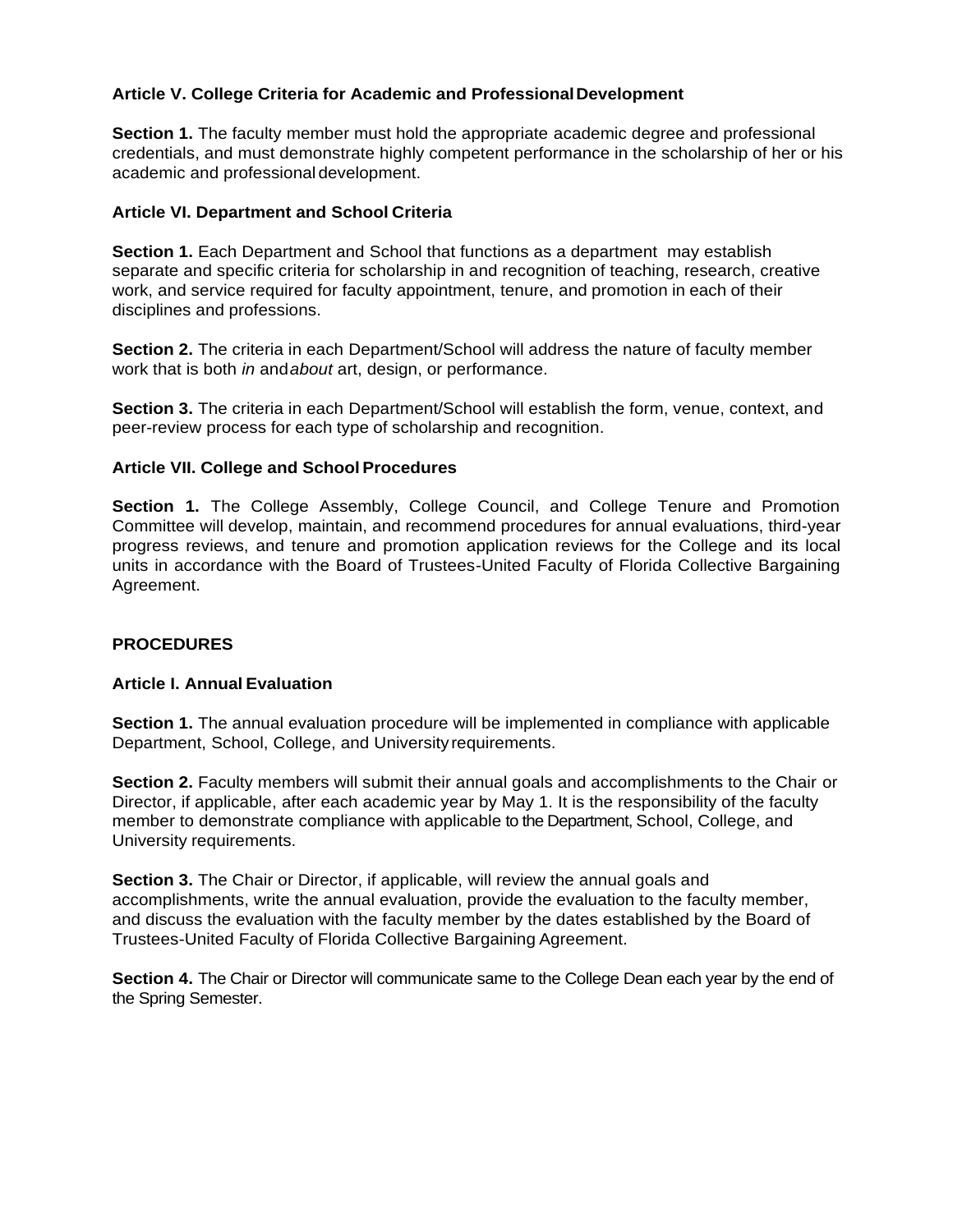### Article V. College Criteria for Academic and Professional Development

**Section 1.** The faculty member must hold the appropriate academic degree and professional credentials, and must demonstrate highly competent performance in the scholarship of her or his academic and professional development.

### Article VI. Department and School Criteria

**Section 1.** Each Department and School that functions as a department may establish separate and specific criteria for scholarship in and recognition of teaching, research, creative work, and service required for faculty appointment, tenure, and promotion in each of their disciplines and professions.

**Section 2.** The criteria in each Department/School will address the nature of faculty member work that is both *in* and *about* art, design, or performance.

**Section 3.** The criteria in each Department/School will establish the form, venue, context, and peer-review process for each type of scholarship and recognition.

### Article VII. College and School Procedures

**Section 1.** The College Assembly, College Council, and College Tenure and Promotion Committee will develop, maintain, and recommend procedures for annual evaluations, third-year progress reviews, and tenure and promotion application reviews for the College and its local units in accordance with the Board of Trustees-United Faculty of Florida Collective Bargaining Agreement.

## PROCEDURES

### Article I. Annual Evaluation

**Section 1.** The annual evaluation procedure will be implemented in compliance with applicable Department, School, College, and University requirements.

**Section 2.** Faculty members will submit their annual goals and accomplishments to the Chair or Director, if applicable, after each academic year by May 1. It is the responsibility of the faculty member to demonstrate compliance with applicable to the Department, School, College, and University requirements.

**Section 3.** The Chair or Director, if applicable, will review the annual goals and accomplishments, write the annual evaluation, provide the evaluation to the faculty member, and discuss the evaluation with the faculty member by the dates established by the Board of Trustees-United Faculty of Florida Collective Bargaining Agreement.

**Section 4.** The Chair or Director will communicate same to the College Dean each year by the end of the Spring Semester.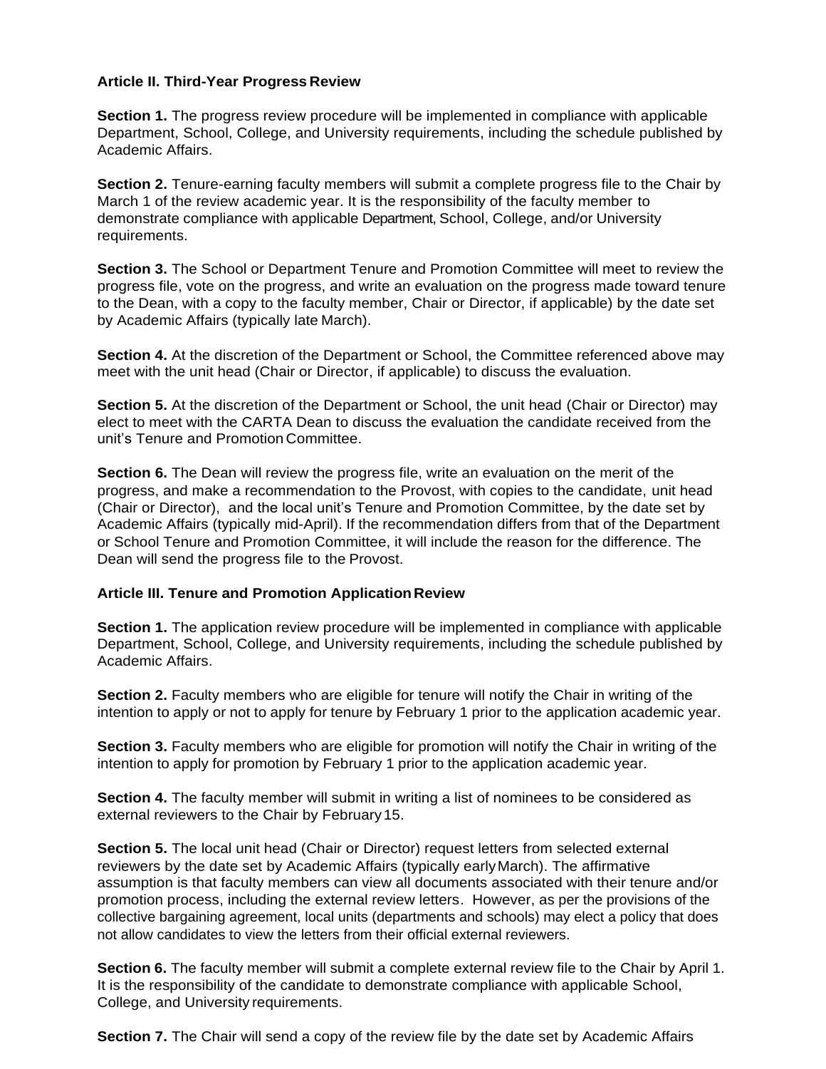**Article II. Third-Year Progress Review**

**Section 1.** The progress review procedure will be implemented in compliance with applicable Department, School, College, and University requirements, including the schedule published by Academic Affairs.

**Section 2.** Tenure-earning faculty members will submit a complete progress file to the Chair by March 1 of the review academic year. It is the responsibility of the faculty member to demonstrate compliance with applicable Department, School, College, and/or University requirements.

**Section 3.** The School or Department Tenure and Promotion Committee will meet to review the progress file, vote on the progress, and write an evaluation on the progress made toward tenure to the Dean, with a copy to the faculty member, Chair or Director, if applicable) by the date set by Academic Affairs (typically late March).

**Section 4.** At the discretion of the Department or School, the Committee referenced above may meet with the unit head (Chair or Director, if applicable) to discuss the evaluation.

**Section 5.** At the discretion of the Department or School, the unit head (Chair or Director) may elect to meet with the CARTA Dean to discuss the evaluation the candidate received from the unit's Tenure and Promotion Committee.

**Section 6.** The Dean will review the progress file, write an evaluation on the merit of the progress, and make a recommendation to the Provost, with copies to the candidate, unit head (Chair or Director), and the local unit's Tenure and Promotion Committee, by the date set by Academic Affairs (typically mid-April). If the recommendation differs from that of the Department or School Tenure and Promotion Committee, it will include the reason for the difference. The Dean will send the progress file to the Provost.

**Article III. Tenure and Promotion Application Review**

**Section 1.** The application review procedure will be implemented in compliance with applicable Department, School, College, and University requirements, including the schedule published by Academic Affairs.

**Section 2.** Faculty members who are eligible for tenure will notify the Chair in writing of the intention to apply or not to apply for tenure by February 1 prior to the application academic year.

**Section 3.** Faculty members who are eligible for promotion will notify the Chair in writing of the intention to apply for promotion by February 1 prior to the application academic year.

**Section 4.** The faculty member will submit in writing a list of nominees to be considered as external reviewers to the Chair by February 15.

**Section 5.** The local unit head (Chair or Director) request letters from selected external reviewers by the date set by Academic Affairs (typically early March). The affirmative assumption is that faculty members can view all documents associated with their tenure and/or promotion process, including the external review letters. However, as per the provisions of the collective bargaining agreement, local units (departments and schools) may elect a policy that does not allow candidates to view the letters from their official external reviewers.

**Section 6.** The faculty member will submit a complete external review file to the Chair by April 1. It is the responsibility of the candidate to demonstrate compliance with applicable School, College, and University requirements.

**Section 7.** The Chair will send a copy of the review file by the date set by Academic Affairs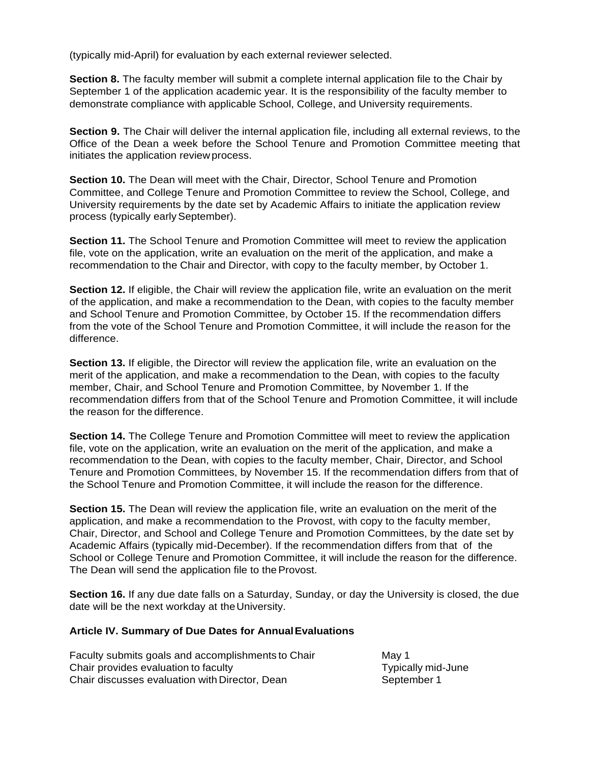(typically mid-April) for evaluation by each external reviewer selected.

**Section 8.** The faculty member will submit a complete internal application file to the Chair by September 1 of the application academic year. It is the responsibility of the faculty member to demonstrate compliance with applicable School, College, and University requirements.

**Section 9.** The Chair will deliver the internal application file, including all external reviews, to the Office of the Dean a week before the School Tenure and Promotion Committee meeting that initiates the application review process.

**Section 10.** The Dean will meet with the Chair, Director, School Tenure and Promotion Committee, and College Tenure and Promotion Committee to review the School, College, and University requirements by the date set by Academic Affairs to initiate the application review process (typically early September).

**Section 11.** The School Tenure and Promotion Committee will meet to review the application file, vote on the application, write an evaluation on the merit of the application, and make a recommendation to the Chair and Director, with copy to the faculty member, by October 1.

**Section 12.** If eligible, the Chair will review the application file, write an evaluation on the merit of the application, and make a recommendation to the Dean, with copies to the faculty member and School Tenure and Promotion Committee, by October 15. If the recommendation differs from the vote of the School Tenure and Promotion Committee, it will include the reason for the difference.

**Section 13.** If eligible, the Director will review the application file, write an evaluation on the merit of the application, and make a recommendation to the Dean, with copies to the faculty member, Chair, and School Tenure and Promotion Committee, by November 1. If the recommendation differs from that of the School Tenure and Promotion Committee, it will include the reason for the difference.

**Section 14.** The College Tenure and Promotion Committee will meet to review the application file, vote on the application, write an evaluation on the merit of the application, and make a recommendation to the Dean, with copies to the faculty member, Chair, Director, and School Tenure and Promotion Committees, by November 15. If the recommendation differs from that of the School Tenure and Promotion Committee, it will include the reason for the difference.

**Section 15.** The Dean will review the application file, write an evaluation on the merit of the application, and make a recommendation to the Provost, with copy to the faculty member, Chair, Director, and School and College Tenure and Promotion Committees, by the date set by Academic Affairs (typically mid-December). If the recommendation differs from that of the School or College Tenure and Promotion Committee, it will include the reason for the difference. The Dean will send the application file to the Provost.

**Section 16.** If any due date falls on a Saturday, Sunday, or day the University is closed, the due date will be the next workday at the University.

### Article IV. Summary of Due Dates for Annual Evaluations

| | |
|---|---|
| Faculty submits goals and accomplishments to Chair | May 1 |
| Chair provides evaluation to faculty | Typically mid-June |
| Chair discusses evaluation with Director, Dean | September 1 |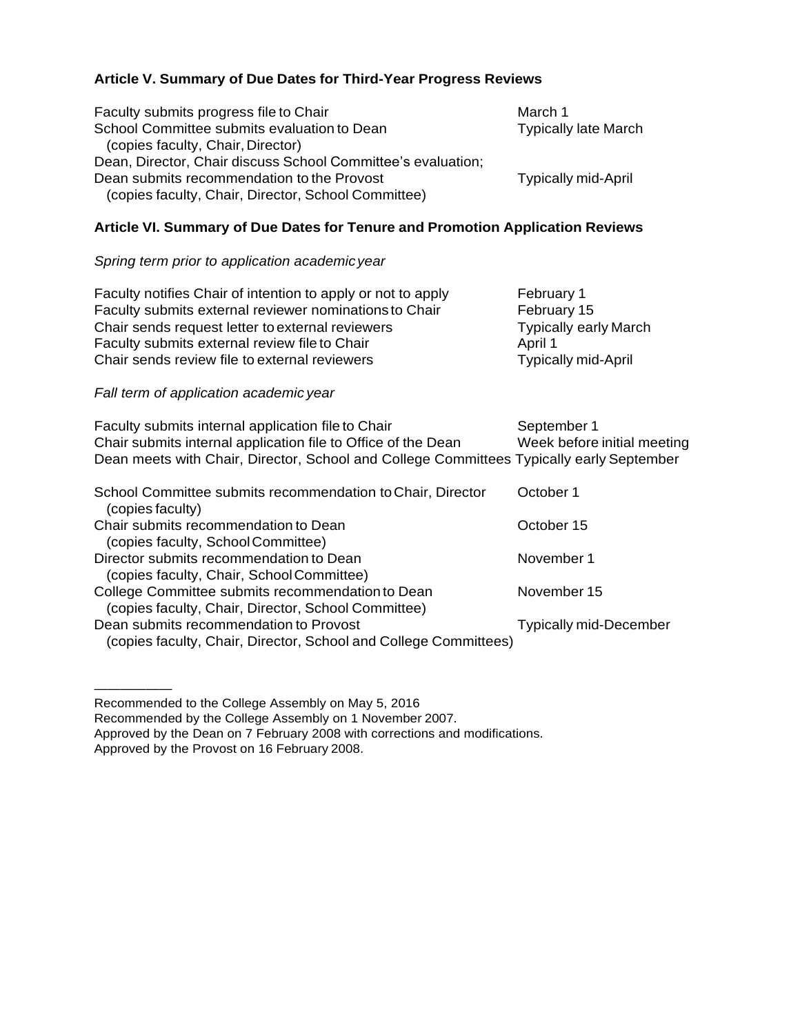### Article V. Summary of Due Dates for Third-Year Progress Reviews

| | |
|---|---|
| Faculty submits progress file to Chair | March 1 |
| School Committee submits evaluation to Dean (copies faculty, Chair, Director) | Typically late March |
| Dean, Director, Chair discuss School Committee's evaluation; Dean submits recommendation to the Provost (copies faculty, Chair, Director, School Committee) | Typically mid-April |

### Article VI. Summary of Due Dates for Tenure and Promotion Application Reviews

*Spring term prior to application academic year*

| | |
|---|---|
| Faculty notifies Chair of intention to apply or not to apply | February 1 |
| Faculty submits external reviewer nominations to Chair | February 15 |
| Chair sends request letter to external reviewers | Typically early March |
| Faculty submits external review file to Chair | April 1 |
| Chair sends review file to external reviewers | Typically mid-April |

*Fall term of application academic year*

| | |
|---|---|
| Faculty submits internal application file to Chair | September 1 |
| Chair submits internal application file to Office of the Dean | Week before initial meeting |
| Dean meets with Chair, Director, School and College Committees | Typically early September |
| School Committee submits recommendation to Chair, Director (copies faculty) | October 1 |
| Chair submits recommendation to Dean (copies faculty, School Committee) | October 15 |
| Director submits recommendation to Dean (copies faculty, Chair, School Committee) | November 1 |
| College Committee submits recommendation to Dean (copies faculty, Chair, Director, School Committee) | November 15 |
| Dean submits recommendation to Provost (copies faculty, Chair, Director, School and College Committees) | Typically mid-December |

---

Recommended to the College Assembly on May 5, 2016
Recommended by the College Assembly on 1 November 2007.
Approved by the Dean on 7 February 2008 with corrections and modifications.
Approved by the Provost on 16 February 2008.